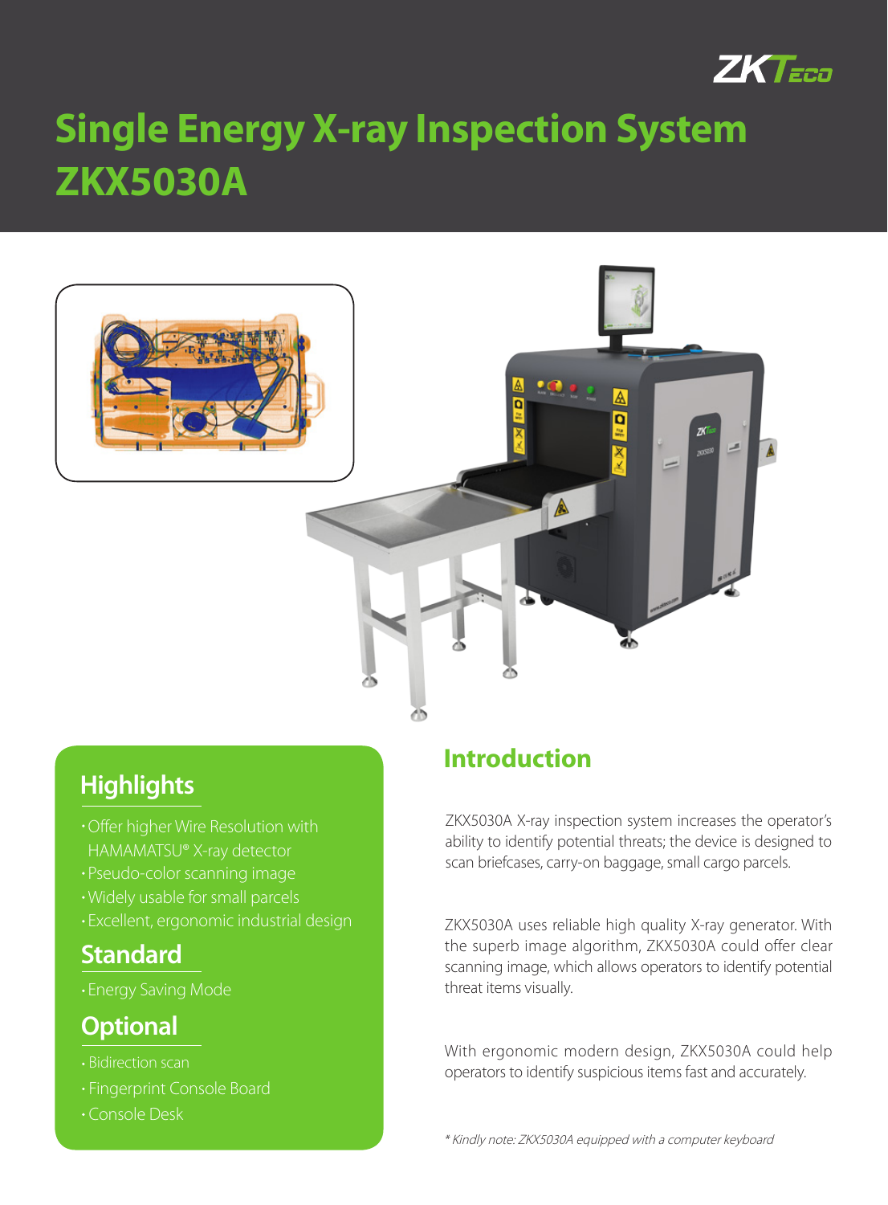# Single Energy X-ray Inspection System ZKX5030A

## Highlights

- Offer higher Wire Resolution with HAMAMATSU® X-ray detector
- Pseudo-color scanning image
- Widely usable for small parcels
- Excellent, ergonomic industrial design

## Standard

- Energy Saving Mode

## Optional

- Bidirection scan
- Fingerprint Console Board
- Console Desk

## Introduction

ZKX5030A X-ray inspection system increases the operator's ability to identify potential threats; the device is designed to scan briefcases, carry-on baggage, small cargo parcels.

ZKX5030A uses reliable high quality X-ray generator. With the superb image algorithm, ZKX5030A could offer clear scanning image, which allows operators to identify potential threat items visually.

With ergonomic modern design, ZKX5030A could help operators to identify suspicious items fast and accurately.

*\* Kindly note: ZKX5030A equipped with a computer keyboard*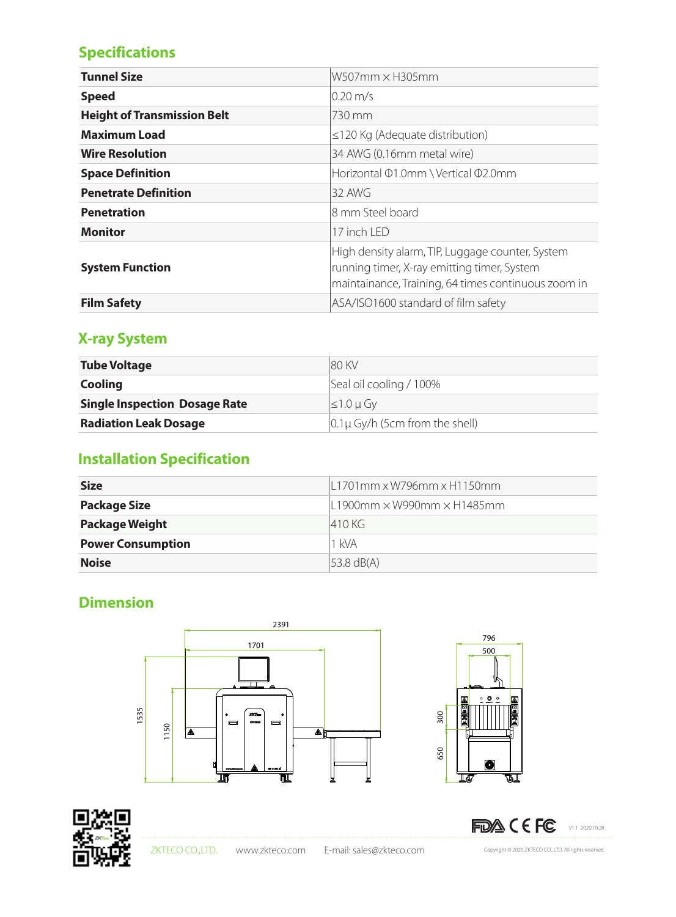## Specifications

| | |
|---|---|
| **Tunnel Size** | W507mm × H305mm |
| **Speed** | 0.20 m/s |
| **Height of Transmission Belt** | 730 mm |
| **Maximum Load** | ≤120 Kg (Adequate distribution) |
| **Wire Resolution** | 34 AWG (0.16mm metal wire) |
| **Space Definition** | Horizontal Φ1.0mm \ Vertical Φ2.0mm |
| **Penetrate Definition** | 32 AWG |
| **Penetration** | 8 mm Steel board |
| **Monitor** | 17 inch LED |
| **System Function** | High density alarm, TIP, Luggage counter, System running timer, X-ray emitting timer, System maintainance, Training, 64 times continuous zoom in |
| **Film Safety** | ASA/ISO1600 standard of film safety |

## X-ray System

| | |
|---|---|
| **Tube Voltage** | 80 KV |
| **Cooling** | Seal oil cooling / 100% |
| **Single Inspection Dosage Rate** | ≤1.0 μ Gy |
| **Radiation Leak Dosage** | 0.1μ Gy/h (5cm from the shell) |

## Installation Specification

| | |
|---|---|
| **Size** | L1701mm x W796mm x H1150mm |
| **Package Size** | L1900mm × W990mm × H1485mm |
| **Package Weight** | 410 KG |
| **Power Consumption** | 1 kVA |
| **Noise** | 53.8 dB(A) |

## Dimension

2391
1701
1535
1150

796
500
300
650

V1.1 2020.10.28

ZKTECO CO.,LTD. www.zkteco.com E-mail: sales@zkteco.com

Copyright © 2020 ZKTECO CO., LTD. All rights reserved.